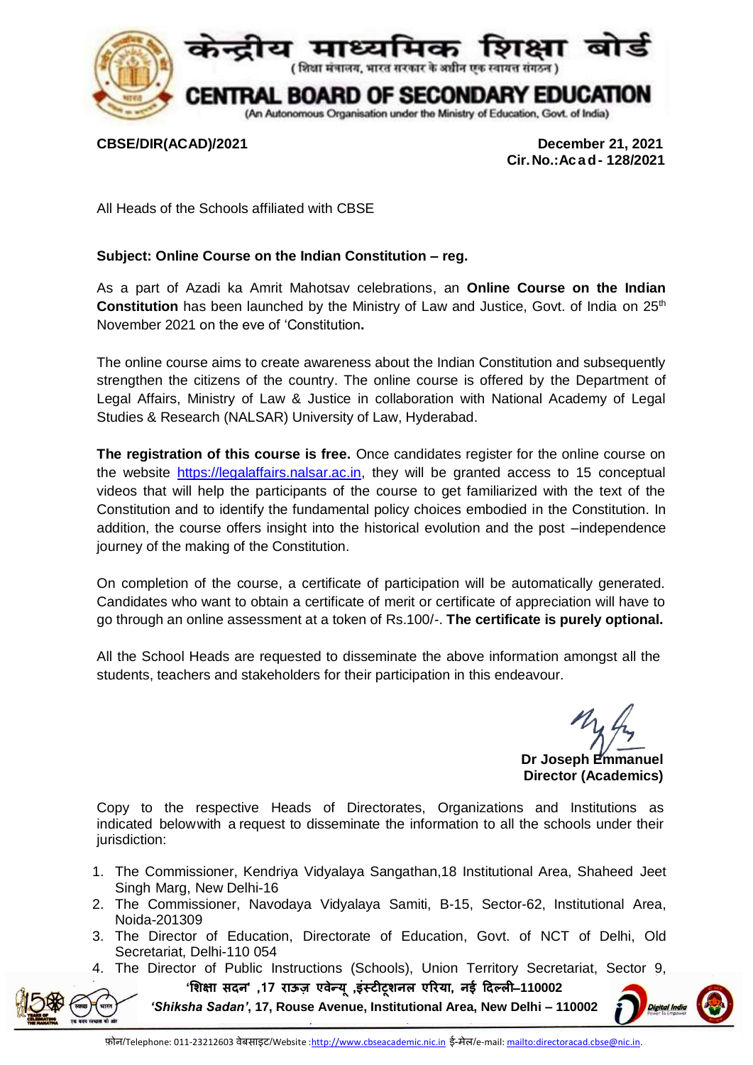# केन्द्रीय माध्यमिक शिक्षा बोर्ड

( शिक्षा मंत्रालय, भारत सरकार के अधीन एक स्वायत्त संगठन )

# CENTRAL BOARD OF SECONDARY EDUCATION

(An Autonomous Organisation under the Ministry of Education, Govt. of India)

**CBSE/DIR(ACAD)/2021** **December 21, 2021**
**Cir. No.:Acad- 128/2021**

All Heads of the Schools affiliated with CBSE

**Subject: Online Course on the Indian Constitution – reg.**

As a part of Azadi ka Amrit Mahotsav celebrations, an **Online Course on the Indian Constitution** has been launched by the Ministry of Law and Justice, Govt. of India on 25th November 2021 on the eve of 'Constitution**.**

The online course aims to create awareness about the Indian Constitution and subsequently strengthen the citizens of the country. The online course is offered by the Department of Legal Affairs, Ministry of Law & Justice in collaboration with National Academy of Legal Studies & Research (NALSAR) University of Law, Hyderabad.

**The registration of this course is free.** Once candidates register for the online course on the website https://legalaffairs.nalsar.ac.in, they will be granted access to 15 conceptual videos that will help the participants of the course to get familiarized with the text of the Constitution and to identify the fundamental policy choices embodied in the Constitution. In addition, the course offers insight into the historical evolution and the post –independence journey of the making of the Constitution.

On completion of the course, a certificate of participation will be automatically generated. Candidates who want to obtain a certificate of merit or certificate of appreciation will have to go through an online assessment at a token of Rs.100/-. **The certificate is purely optional.**

All the School Heads are requested to disseminate the above information amongst all the students, teachers and stakeholders for their participation in this endeavour.

**Dr Joseph Emmanuel**
**Director (Academics)**

Copy to the respective Heads of Directorates, Organizations and Institutions as indicated below with a request to disseminate the information to all the schools under their jurisdiction:

1. The Commissioner, Kendriya Vidyalaya Sangathan,18 Institutional Area, Shaheed Jeet Singh Marg, New Delhi-16
2. The Commissioner, Navodaya Vidyalaya Samiti, B-15, Sector-62, Institutional Area, Noida-201309
3. The Director of Education, Directorate of Education, Govt. of NCT of Delhi, Old Secretariat, Delhi-110 054
4. The Director of Public Instructions (Schools), Union Territory Secretariat, Sector 9,

**'शिक्षा सदन' ,17 राऊज़ एवेन्यू ,इंस्टीटूशनल एरिया, नई दिल्ली–110002**
***'Shiksha Sadan'*, 17, Rouse Avenue, Institutional Area, New Delhi – 110002**

फ़ोन/Telephone: 011-23212603 वेबसाइट/Website :http://www.cbseacademic.nic.in ई-मेल/e-mail: mailto:directoracad.cbse@nic.in.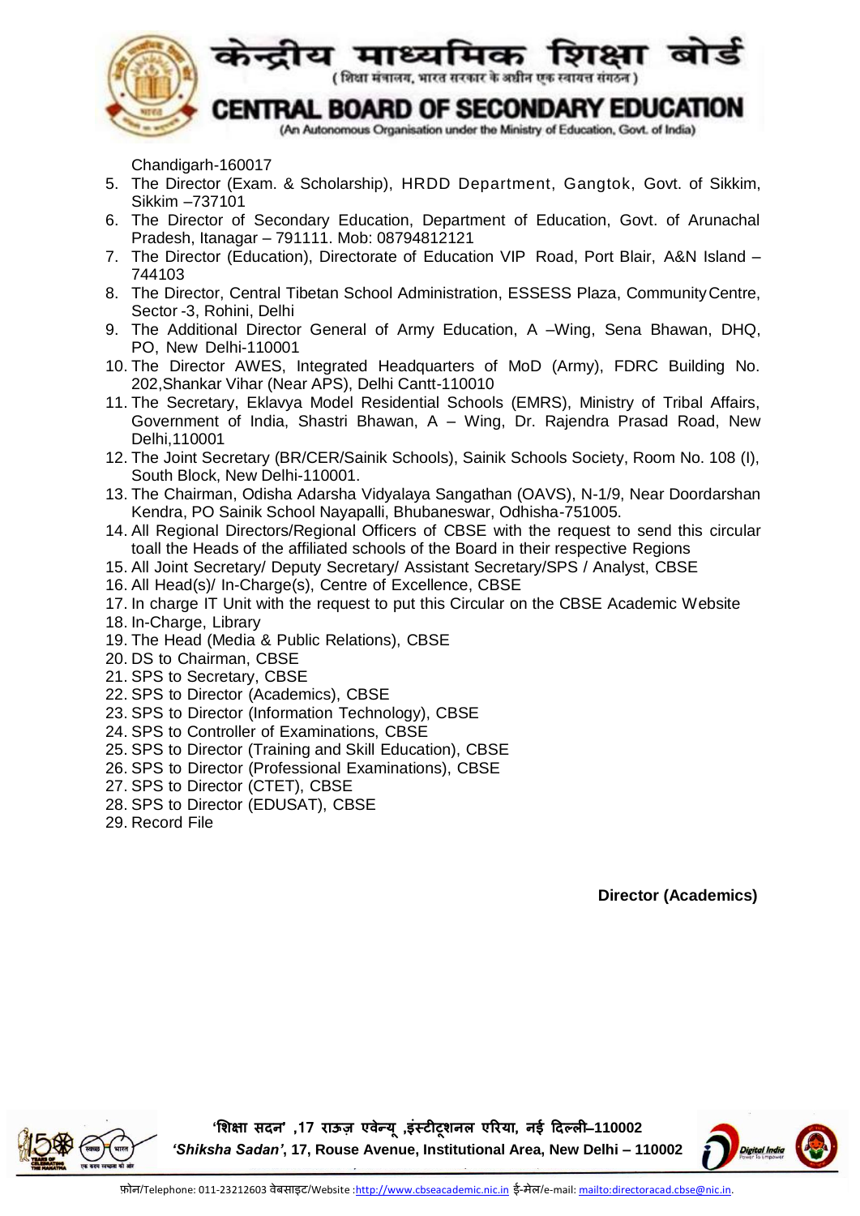Chandigarh-160017

5. The Director (Exam. & Scholarship), HRDD Department, Gangtok, Govt. of Sikkim, Sikkim –737101
6. The Director of Secondary Education, Department of Education, Govt. of Arunachal Pradesh, Itanagar – 791111. Mob: 08794812121
7. The Director (Education), Directorate of Education VIP Road, Port Blair, A&N Island – 744103
8. The Director, Central Tibetan School Administration, ESSESS Plaza, Community Centre, Sector -3, Rohini, Delhi
9. The Additional Director General of Army Education, A –Wing, Sena Bhawan, DHQ, PO, New Delhi-110001
10. The Director AWES, Integrated Headquarters of MoD (Army), FDRC Building No. 202,Shankar Vihar (Near APS), Delhi Cantt-110010
11. The Secretary, Eklavya Model Residential Schools (EMRS), Ministry of Tribal Affairs, Government of India, Shastri Bhawan, A – Wing, Dr. Rajendra Prasad Road, New Delhi,110001
12. The Joint Secretary (BR/CER/Sainik Schools), Sainik Schools Society, Room No. 108 (I), South Block, New Delhi-110001.
13. The Chairman, Odisha Adarsha Vidyalaya Sangathan (OAVS), N-1/9, Near Doordarshan Kendra, PO Sainik School Nayapalli, Bhubaneswar, Odhisha-751005.
14. All Regional Directors/Regional Officers of CBSE with the request to send this circular toall the Heads of the affiliated schools of the Board in their respective Regions
15. All Joint Secretary/ Deputy Secretary/ Assistant Secretary/SPS / Analyst, CBSE
16. All Head(s)/ In-Charge(s), Centre of Excellence, CBSE
17. In charge IT Unit with the request to put this Circular on the CBSE Academic Website
18. In-Charge, Library
19. The Head (Media & Public Relations), CBSE
20. DS to Chairman, CBSE
21. SPS to Secretary, CBSE
22. SPS to Director (Academics), CBSE
23. SPS to Director (Information Technology), CBSE
24. SPS to Controller of Examinations, CBSE
25. SPS to Director (Training and Skill Education), CBSE
26. SPS to Director (Professional Examinations), CBSE
27. SPS to Director (CTET), CBSE
28. SPS to Director (EDUSAT), CBSE
29. Record File

**Director (Academics)**